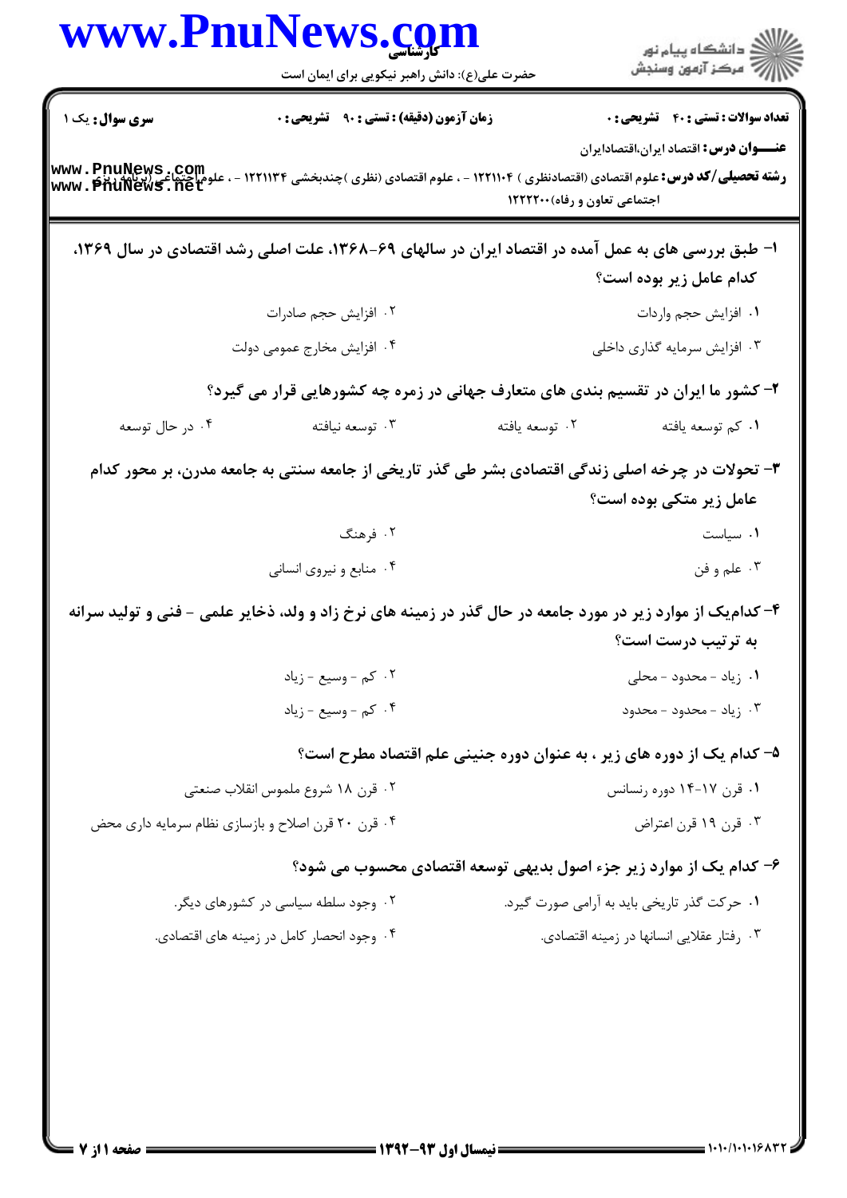**سری سوال:** یک ۱ | **زمان آزمون (دقیقه) : تستی : ۹۰ تشریحی : ۰** | **تعداد سوالات : تستی : ۴۰ تشریحی : ۰**

**عنـــوان درس:** اقتصاد ایران،اقتصادایران

**رشته تحصیلی/کد درس:** علوم اقتصادی (اقتصادنظری ) ۱۲۲۱۱۰۴ - ، علوم اقتصادی (نظری )چندبخشی ۱۲۲۱۱۳۴ - ، علوم اجتماعی (برنامه ریزی اجتماعی تعاون و رفاه)۱۲۲۲۲۰۰

۱- طبق بررسی های به عمل آمده در اقتصاد ایران در سالهای ۶۹-۱۳۶۸، علت اصلی رشد اقتصادی در سال ۱۳۶۹، کدام عامل زیر بوده است؟

۱. افزایش حجم واردات
۲. افزایش حجم صادرات
۳. افزایش سرمایه گذاری داخلی
۴. افزایش مخارج عمومی دولت

۲- کشور ما ایران در تقسیم بندی های متعارف جهانی در زمره چه کشورهایی قرار می گیرد؟

۱. کم توسعه یافته
۲. توسعه یافته
۳. توسعه نیافته
۴. در حال توسعه

۳- تحولات در چرخه اصلی زندگی اقتصادی بشر طی گذر تاریخی از جامعه سنتی به جامعه مدرن، بر محور کدام عامل زیر متکی بوده است؟

۱. سیاست
۲. فرهنگ
۳. علم و فن
۴. منابع و نیروی انسانی

۴- کدام‌یک از موارد زیر در مورد جامعه در حال گذر در زمینه های نرخ زاد و ولد، ذخایر علمی - فنی و تولید سرانه به ترتیب درست است؟

۱. زیاد - محدود - محلی
۲. کم - وسیع - زیاد
۳. زیاد - محدود - محدود
۴. کم - وسیع - زیاد

۵- کدام یک از دوره های زیر ، به عنوان دوره جنینی علم اقتصاد مطرح است؟

۱. قرن ۱۷-۱۴ دوره رنسانس
۲. قرن ۱۸ شروع ملموس انقلاب صنعتی
۳. قرن ۱۹ قرن اعتراض
۴. قرن ۲۰ قرن اصلاح و بازسازی نظام سرمایه داری محض

۶- کدام یک از موارد زیر جزء اصول بدیهی توسعه اقتصادی محسوب می شود؟

۱. حرکت گذر تاریخی باید به آرامی صورت گیرد.
۲. وجود سلطه سیاسی در کشورهای دیگر.
۳. رفتار عقلایی انسانها در زمینه اقتصادی.
۴. وجود انحصار کامل در زمینه های اقتصادی.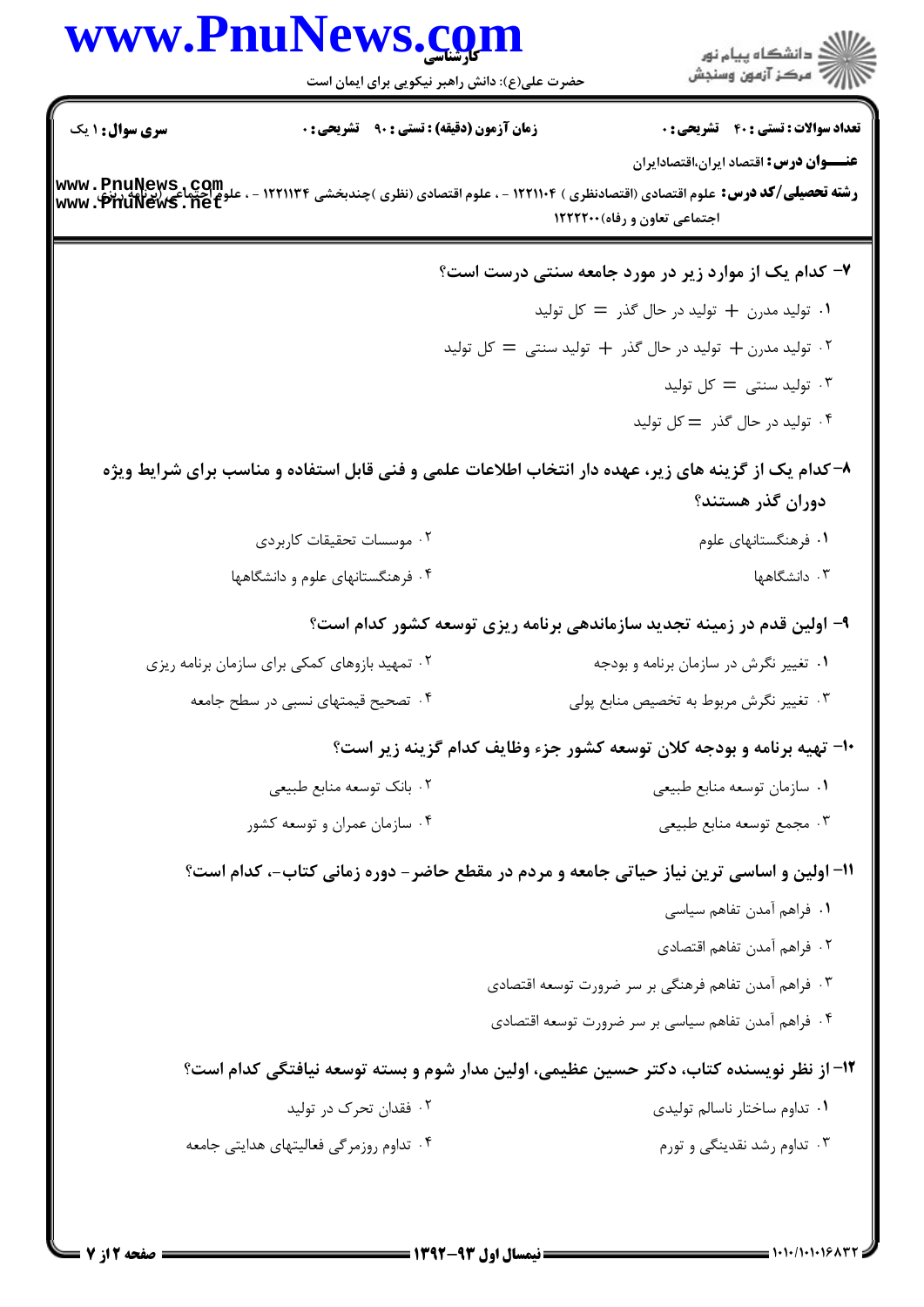**تعداد سوالات : تستی : ۴۰ تشریحی : ۰** | **زمان آزمون (دقیقه) : تستی : ۹۰ تشریحی : ۰** | **سری سوال : ۱ یک**

**عنـــوان درس :** اقتصاد ایران،اقتصادایران

**رشته تحصیلی/کد درس :** علوم اقتصادی (اقتصادنظری ) ۱۲۲۱۱۰۴ - ، علوم اقتصادی (نظری )چندبخشی ۱۲۲۱۱۳۴ - ، علوم اجتماعی (برنامه ریزی اجتماعی تعاون و رفاه)۱۲۲۲۲۰۰

**۷- کدام یک از موارد زیر در مورد جامعه سنتی درست است؟**

۱. تولید مدرن + تولید در حال گذر = کل تولید

۲. تولید مدرن + تولید در حال گذر + تولید سنتی = کل تولید

۳. تولید سنتی = کل تولید

۴. تولید در حال گذر = کل تولید

**۸-کدام یک از گزینه های زیر، عهده دار انتخاب اطلاعات علمی و فنی قابل استفاده و مناسب برای شرایط ویژه دوران گذر هستند؟**

۱. فرهنگستانهای علوم

۲. موسسات تحقیقات کاربردی

۳. دانشگاهها

۴. فرهنگستانهای علوم و دانشگاهها

**۹- اولین قدم در زمینه تجدید سازماندهی برنامه ریزی توسعه کشور کدام است؟**

۱. تغییر نگرش در سازمان برنامه و بودجه

۲. تمهید بازوهای کمکی برای سازمان برنامه ریزی

۳. تغییر نگرش مربوط به تخصیص منابع پولی

۴. تصحیح قیمتهای نسبی در سطح جامعه

**۱۰- تهیه برنامه و بودجه کلان توسعه کشور جزء وظایف کدام گزینه زیر است؟**

۱. سازمان توسعه منابع طبیعی

۲. بانک توسعه منابع طبیعی

۳. مجمع توسعه منابع طبیعی

۴. سازمان عمران و توسعه کشور

**۱۱- اولین و اساسی ترین نیاز حیاتی جامعه و مردم در مقطع حاضر- دوره زمانی کتاب-، کدام است؟**

۱. فراهم آمدن تفاهم سیاسی

۲. فراهم آمدن تفاهم اقتصادی

۳. فراهم آمدن تفاهم فرهنگی بر سر ضرورت توسعه اقتصادی

۴. فراهم آمدن تفاهم سیاسی بر سر ضرورت توسعه اقتصادی

**۱۲- از نظر نویسنده کتاب، دکتر حسین عظیمی، اولین مدار شوم و بسته توسعه نیافتگی کدام است؟**

۱. تداوم ساختار ناسالم تولیدی

۲. فقدان تحرک در تولید

۳. تداوم رشد نقدینگی و تورم

۴. تداوم روزمرگی فعالیتهای هدایتی جامعه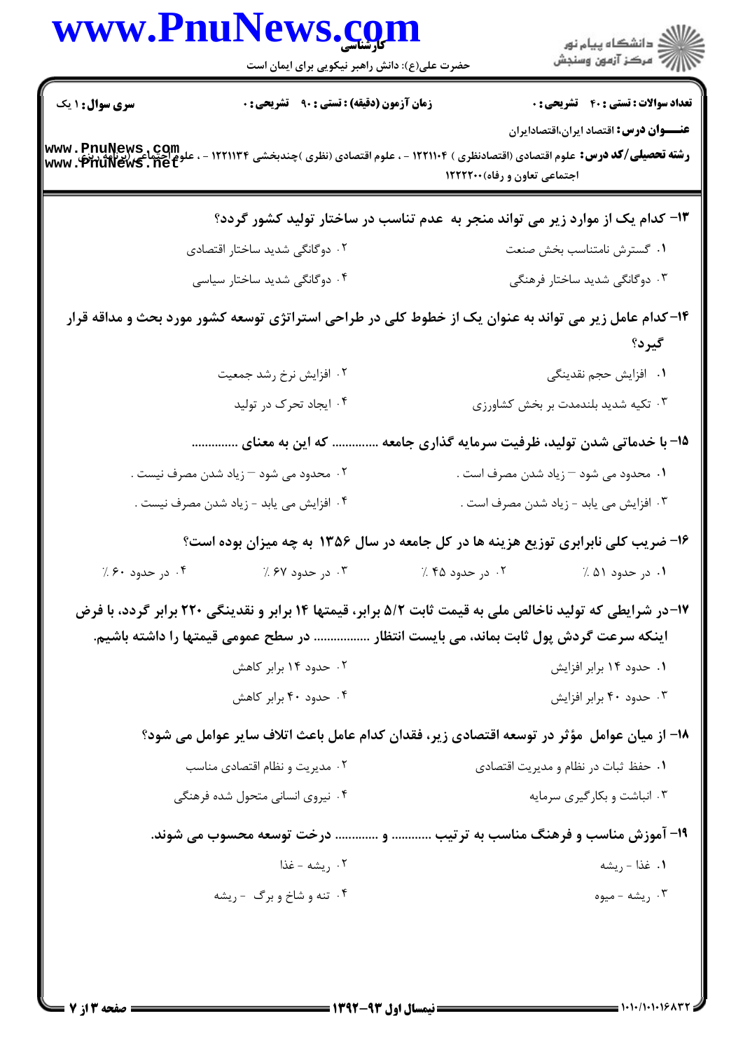۱۳- کدام یک از موارد زیر می تواند منجر به عدم تناسب در ساختار تولید کشور گردد؟

۱. گسترش نامتناسب بخش صنعت

۲. دوگانگی شدید ساختار اقتصادی

۳. دوگانگی شدید ساختار فرهنگی

۴. دوگانگی شدید ساختار سیاسی

۱۴-کدام عامل زیر می تواند به عنوان یک از خطوط کلی در طراحی استراتژی توسعه کشور مورد بحث و مداقه قرار گیرد؟

۱. افزایش حجم نقدینگی

۲. افزایش نرخ رشد جمعیت

۳. تکیه شدید بلندمدت بر بخش کشاورزی

۴. ایجاد تحرک در تولید

۱۵- با خدماتی شدن تولید، ظرفیت سرمایه گذاری جامعه .............. که این به معنای ..............

۱. محدود می شود – زیاد شدن مصرف است .

۲. محدود می شود – زیاد شدن مصرف نیست .

۳. افزایش می یابد - زیاد شدن مصرف است .

۴. افزایش می یابد - زیاد شدن مصرف نیست .

۱۶- ضریب کلی نابرابری توزیع هزینه ها در کل جامعه در سال ۱۳۵۶ به چه میزان بوده است؟

۱. در حدود ۵۱ ٪

۲. در حدود ۴۵ ٪

۳. در حدود ۶۷ ٪

۴. در حدود ۶۰ ٪

۱۷-در شرایطی که تولید ناخالص ملی به قیمت ثابت ۵/۲ برابر، قیمتها ۱۴ برابر و نقدینگی ۲۲۰ برابر گردد، با فرض اینکه سرعت گردش پول ثابت بماند، می بایست انتظار ................. در سطح عمومی قیمتها را داشته باشیم.

۱. حدود ۱۴ برابر افزایش

۲. حدود ۱۴ برابر کاهش

۳. حدود ۴۰ برابر افزایش

۴. حدود ۴۰ برابر کاهش

۱۸- از میان عوامل مؤثر در توسعه اقتصادی زیر، فقدان کدام عامل باعث اتلاف سایر عوامل می شود؟

۱. حفظ ثبات در نظام و مدیریت اقتصادی

۲. مدیریت و نظام اقتصادی مناسب

۳. انباشت و بکارگیری سرمایه

۴. نیروی انسانی متحول شده فرهنگی

۱۹- آموزش مناسب و فرهنگ مناسب به ترتیب ............ و ............. درخت توسعه محسوب می شوند.

۱. غذا - ریشه

۲. ریشه - غذا

۳. ریشه - میوه

۴. تنه و شاخ و برگ - ریشه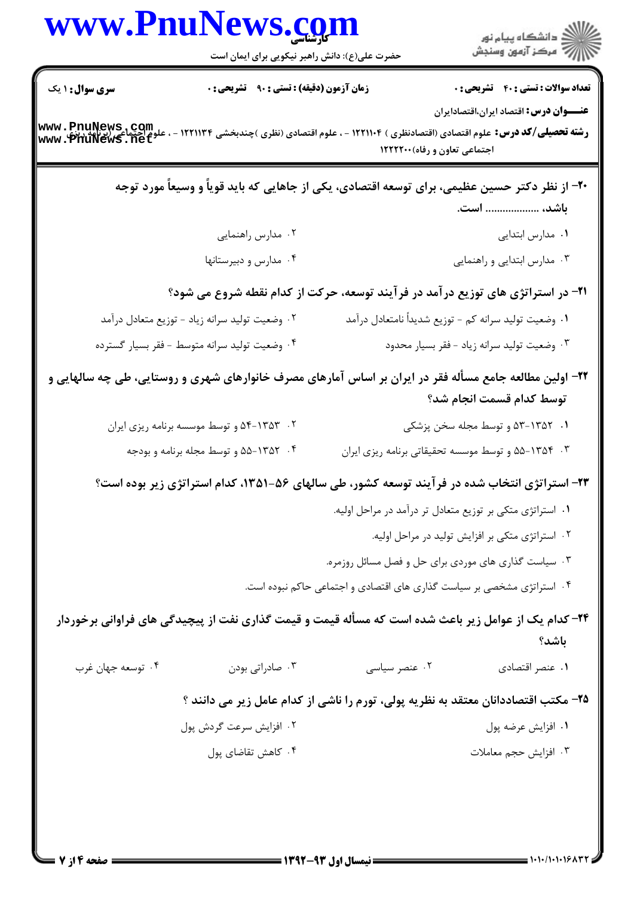**سری سوال:** ۱ یک

**زمان آزمون (دقیقه) : تستی : ۹۰ تشریحی : ۰**

**تعداد سوالات : تستی : ۴۰ تشریحی : ۰**

**عنـــوان درس:** اقتصاد ایران،اقتصادایران

**رشته تحصیلی/کد درس:** علوم اقتصادی (اقتصادنظری ) ۱۲۲۱۱۰۴ - ، علوم اقتصادی (نظری )چندبخشی ۱۲۲۱۱۳۴ - ، علوم اجتماعی (برنامه ریزی اجتماعی تعاون و رفاه)۱۲۲۲۲۰۰

**۲۰- از نظر دکتر حسین عظیمی، برای توسعه اقتصادی، یکی از جاهایی که باید قویاً و وسیعاً مورد توجه باشد، .................. است.**

۱. مدارس ابتدایی

۲. مدارس راهنمایی

۳. مدارس ابتدایی و راهنمایی

۴. مدارس و دبیرستانها

**۲۱- در استراتژی های توزیع درآمد در فرآیند توسعه، حرکت از کدام نقطه شروع می شود؟**

۱. وضعیت تولید سرانه کم - توزیع شدیداً نامتعادل درآمد

۲. وضعیت تولید سرانه زیاد - توزیع متعادل درآمد

۳. وضعیت تولید سرانه زیاد - فقر بسیار محدود

۴. وضعیت تولید سرانه متوسط - فقر بسیار گسترده

**۲۲- اولین مطالعه جامع مسأله فقر در ایران بر اساس آمارهای مصرف خانوارهای شهری و روستایی، طی چه سالهایی و توسط کدام قسمت انجام شد؟**

۱. ۱۳۵۲-۵۳ و توسط مجله سخن پزشکی

۲. ۱۳۵۳-۵۴ و توسط موسسه برنامه ریزی ایران

۳. ۱۳۵۴-۵۵ و توسط موسسه تحقیقاتی برنامه ریزی ایران

۴. ۱۳۵۲-۵۵ و توسط مجله برنامه و بودجه

**۲۳- استراتژی انتخاب شده در فرآیند توسعه کشور، طی سالهای ۵۶-۱۳۵۱، کدام استراتژی زیر بوده است؟**

۱. استراتژی متکی بر توزیع متعادل تر درآمد در مراحل اولیه.

۲. استراتژی متکی بر افزایش تولید در مراحل اولیه.

۳. سیاست گذاری های موردی برای حل و فصل مسائل روزمره.

۴. استراتژی مشخصی بر سیاست گذاری های اقتصادی و اجتماعی حاکم نبوده است.

**۲۴- کدام یک از عوامل زیر باعث شده است که مسأله قیمت و قیمت گذاری نفت از پیچیدگی های فراوانی برخوردار باشد؟**

۱. عنصر اقتصادی

۲. عنصر سیاسی

۳. صادراتی بودن

۴. توسعه جهان غرب

**۲۵- مکتب اقتصاددانان معتقد به نظریه پولی، تورم را ناشی از کدام عامل زیر می دانند ؟**

۱. افزایش عرضه پول

۲. افزایش سرعت گردش پول

۳. افزایش حجم معاملات

۴. کاهش تقاضای پول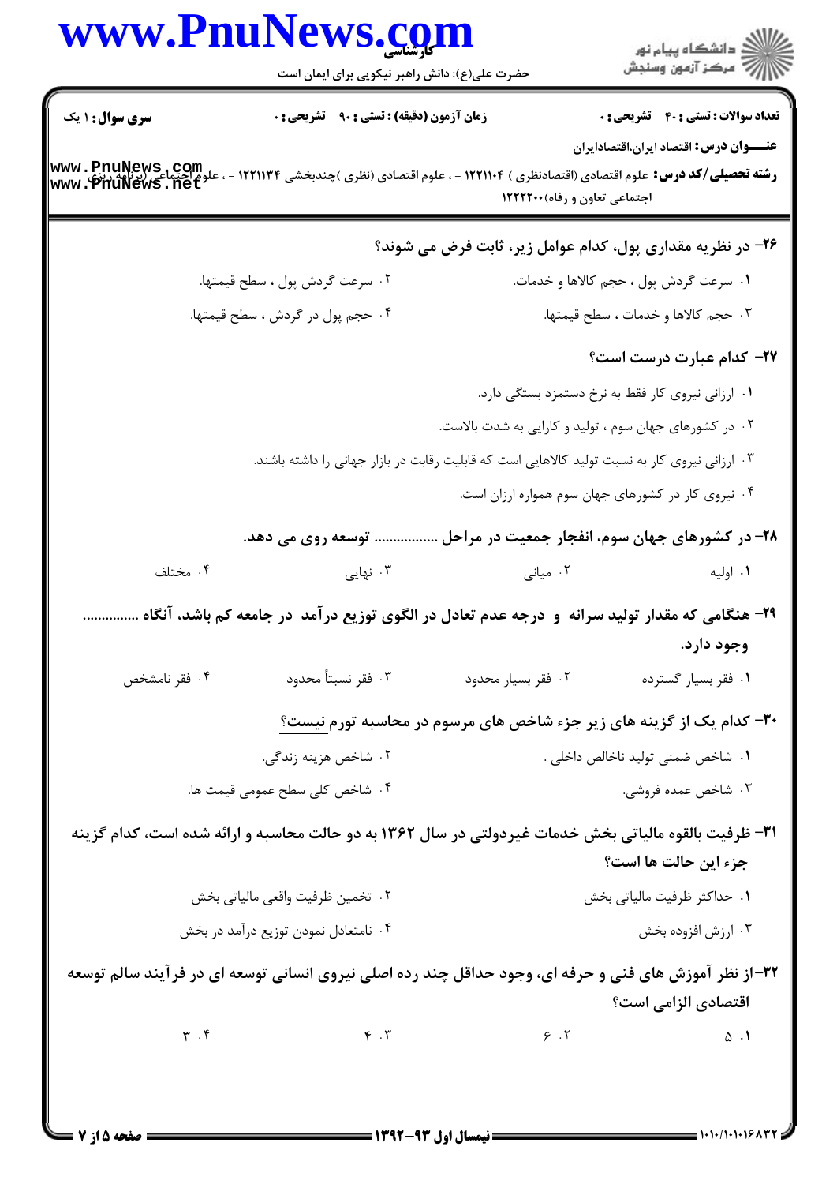**سری سوال:** ۱ یک

**زمان آزمون (دقیقه) : تستی :** ۹۰ **تشریحی :** ۰

**تعداد سوالات : تستی :** ۴۰ **تشریحی :** ۰

**عنـــوان درس:** اقتصاد ایران،اقتصادایران

**رشته تحصیلی/کد درس:** علوم اقتصادی (اقتصادنظری ) ۱۲۲۱۱۰۴ - ، علوم اقتصادی (نظری )چندبخشی ۱۲۲۱۱۳۴ - ، علوم اجتماعی (برنامه ریزی اجتماعی تعاون و رفاه)۱۲۲۲۲۰۰

**۲۶- در نظریه مقداری پول، کدام عوامل زیر، ثابت فرض می شوند؟**

۱. سرعت گردش پول ، حجم کالاها و خدمات.

۲. سرعت گردش پول ، سطح قیمتها.

۳. حجم کالاها و خدمات ، سطح قیمتها.

۴. حجم پول در گردش ، سطح قیمتها.

**۲۷- کدام عبارت درست است؟**

۱. ارزانی نیروی کار فقط به نرخ دستمزد بستگی دارد.

۲. در کشورهای جهان سوم ، تولید و کارایی به شدت بالاست.

۳. ارزانی نیروی کار به نسبت تولید کالاهایی است که قابلیت رقابت در بازار جهانی را داشته باشند.

۴. نیروی کار در کشورهای جهان سوم همواره ارزان است.

**۲۸- در کشورهای جهان سوم، انفجار جمعیت در مراحل ................. توسعه روی می دهد.**

۱. اولیه

۲. میانی

۳. نهایی

۴. مختلف

**۲۹- هنگامی که مقدار تولید سرانه و درجه عدم تعادل در الگوی توزیع درآمد در جامعه کم باشد، آنگاه ............... وجود دارد.**

۱. فقر بسیار گسترده

۲. فقر بسیار محدود

۳. فقر نسبتاً محدود

۴. فقر نامشخص

**۳۰- کدام یک از گزینه های زیر جزء شاخص های مرسوم در محاسبه تورم نیست؟**

۱. شاخص ضمنی تولید ناخالص داخلی .

۲. شاخص هزینه زندگی.

۳. شاخص عمده فروشی.

۴. شاخص کلی سطح عمومی قیمت ها.

**۳۱- ظرفیت بالقوه مالیاتی بخش خدمات غیردولتی در سال ۱۳۶۲ به دو حالت محاسبه و ارائه شده است، کدام گزینه جزء این حالت ها است؟**

۱. حداکثر ظرفیت مالیاتی بخش

۲. تخمین ظرفیت واقعی مالیاتی بخش

۳. ارزش افزوده بخش

۴. نامتعادل نمودن توزیع درآمد در بخش

**۳۲-از نظر آموزش های فنی و حرفه ای، وجود حداقل چند رده اصلی نیروی انسانی توسعه ای در فرآیند سالم توسعه اقتصادی الزامی است؟**

۱. ۵

۲. ۶

۳. ۴

۴. ۳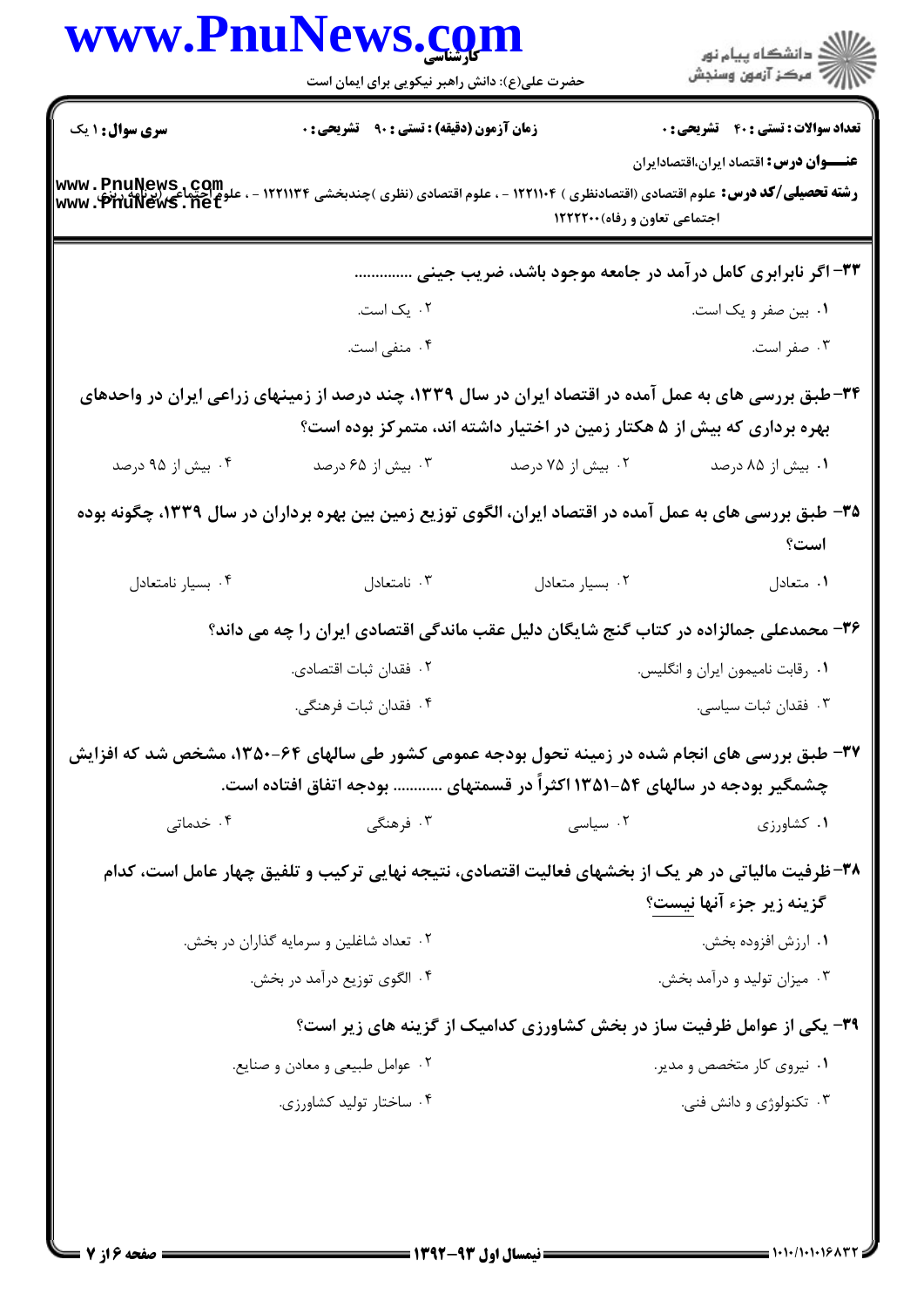**تعداد سوالات : تستی : ۴۰ تشریحی : ۰** | **زمان آزمون (دقیقه) : تستی : ۹۰ تشریحی : ۰** | **سری سوال : ۱ یک**

**عنـــوان درس :** اقتصاد ایران،اقتصادایران

**رشته تحصیلی/کد درس :** علوم اقتصادی (اقتصادنظری ) ۱۲۲۱۱۰۴ - ، علوم اقتصادی (نظری )چندبخشی ۱۲۲۱۱۳۴ - ، علوم اجتماعی (برنامه ریزی اجتماعی تعاون و رفاه)۱۲۲۲۲۰۰

**۳۳- اگر نابرابری کامل درآمد در جامعه موجود باشد، ضریب جینی ..............**

۱. بین صفر و یک است.
۲. یک است.
۳. صفر است.
۴. منفی است.

**۳۴- طبق بررسی های به عمل آمده در اقتصاد ایران در سال ۱۳۳۹، چند درصد از زمینهای زراعی ایران در واحدهای بهره برداری که بیش از ۵ هکتار زمین در اختیار داشته اند، متمرکز بوده است؟**

۱. بیش از ۸۵ درصد
۲. بیش از ۷۵ درصد
۳. بیش از ۶۵ درصد
۴. بیش از ۹۵ درصد

**۳۵- طبق بررسی های به عمل آمده در اقتصاد ایران، الگوی توزیع زمین بین بهره برداران در سال ۱۳۳۹، چگونه بوده است؟**

۱. متعادل
۲. بسیار متعادل
۳. نامتعادل
۴. بسیار نامتعادل

**۳۶- محمدعلی جمالزاده در کتاب گنج شایگان دلیل عقب ماندگی اقتصادی ایران را چه می داند؟**

۱. رقابت نامیمون ایران و انگلیس.
۲. فقدان ثبات اقتصادی.
۳. فقدان ثبات سیاسی.
۴. فقدان ثبات فرهنگی.

**۳۷- طبق بررسی های انجام شده در زمینه تحول بودجه عمومی کشور طی سالهای ۶۴-۱۳۵۰، مشخص شد که افزایش چشمگیر بودجه در سالهای ۵۴-۱۳۵۱ اکثراً در قسمتهای ............ بودجه اتفاق افتاده است.**

۱. کشاورزی
۲. سیاسی
۳. فرهنگی
۴. خدماتی

**۳۸- ظرفیت مالیاتی در هر یک از بخشهای فعالیت اقتصادی، نتیجه نهایی ترکیب و تلفیق چهار عامل است، کدام گزینه زیر جزء آنها نیست؟**

۱. ارزش افزوده بخش.
۲. تعداد شاغلین و سرمایه گذاران در بخش.
۳. میزان تولید و درآمد بخش.
۴. الگوی توزیع درآمد در بخش.

**۳۹- یکی از عوامل ظرفیت ساز در بخش کشاورزی کدامیک از گزینه های زیر است؟**

۱. نیروی کار متخصص و مدیر.
۲. عوامل طبیعی و معادن و صنایع.
۳. تکنولوژی و دانش فنی.
۴. ساختار تولید کشاورزی.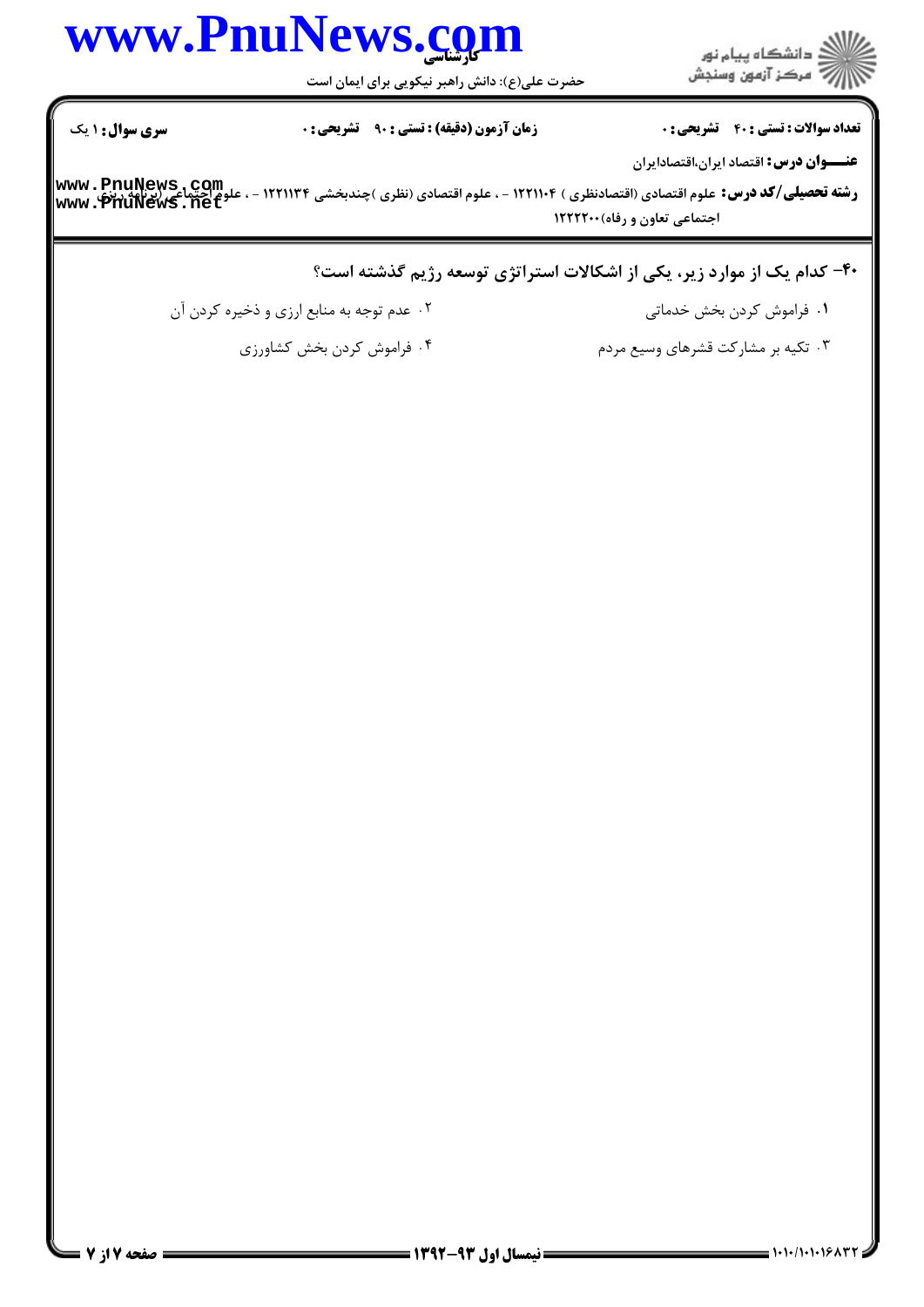۴۰- کدام یک از موارد زیر، یکی از اشکالات استراتژی توسعه رژیم گذشته است؟

۱. فراموش کردن بخش خدماتی

۲. عدم توجه به منابع ارزی و ذخیره کردن آن

۳. تکیه بر مشارکت قشرهای وسیع مردم

۴. فراموش کردن بخش کشاورزی